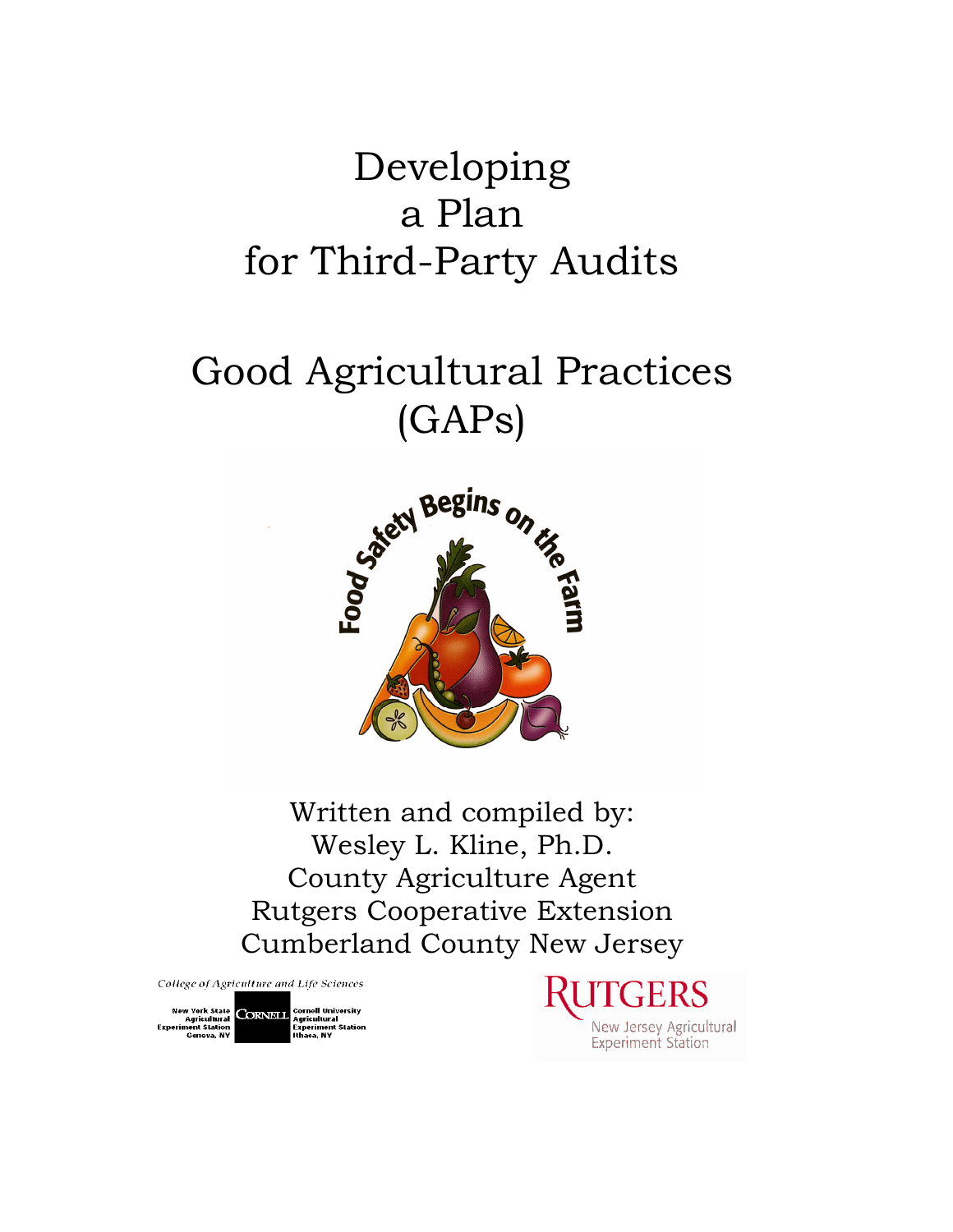# Developing a Plan for Third-Party Audits

# Good Agricultural Practices (GAPs)

Food Safety Begins on the Farm

Written and compiled by:
Wesley L. Kline, Ph.D.
County Agriculture Agent
Rutgers Cooperative Extension
Cumberland County New Jersey

College of Agriculture and Life Sciences
New York State Agricultural Experiment Station Geneva, NY
CORNELL
Cornell University Agricultural Experiment Station Ithaca, NY

RUTGERS
New Jersey Agricultural Experiment Station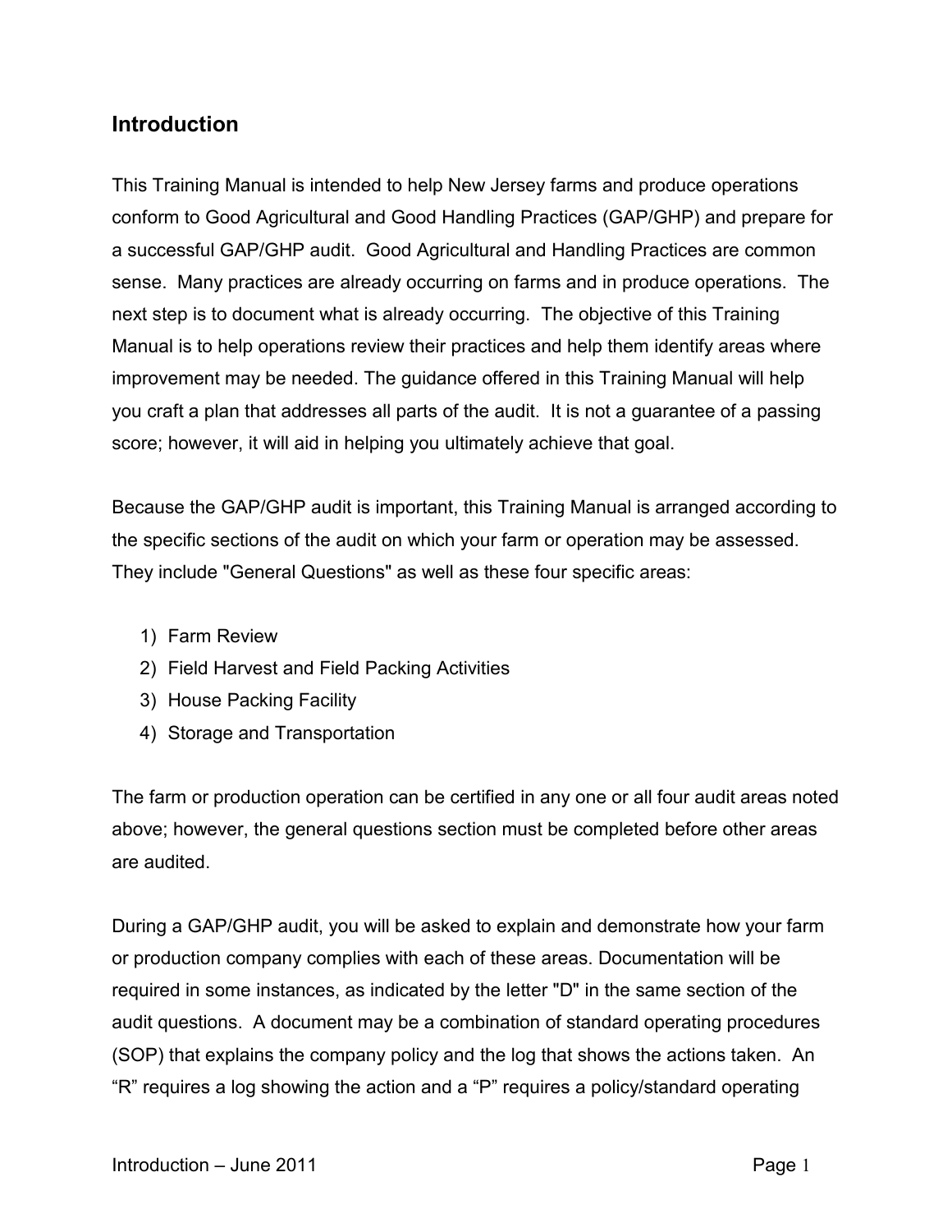## Introduction

This Training Manual is intended to help New Jersey farms and produce operations conform to Good Agricultural and Good Handling Practices (GAP/GHP) and prepare for a successful GAP/GHP audit. Good Agricultural and Handling Practices are common sense. Many practices are already occurring on farms and in produce operations. The next step is to document what is already occurring. The objective of this Training Manual is to help operations review their practices and help them identify areas where improvement may be needed. The guidance offered in this Training Manual will help you craft a plan that addresses all parts of the audit. It is not a guarantee of a passing score; however, it will aid in helping you ultimately achieve that goal.

Because the GAP/GHP audit is important, this Training Manual is arranged according to the specific sections of the audit on which your farm or operation may be assessed. They include "General Questions" as well as these four specific areas:

1) Farm Review
2) Field Harvest and Field Packing Activities
3) House Packing Facility
4) Storage and Transportation

The farm or production operation can be certified in any one or all four audit areas noted above; however, the general questions section must be completed before other areas are audited.

During a GAP/GHP audit, you will be asked to explain and demonstrate how your farm or production company complies with each of these areas. Documentation will be required in some instances, as indicated by the letter "D" in the same section of the audit questions. A document may be a combination of standard operating procedures (SOP) that explains the company policy and the log that shows the actions taken. An “R” requires a log showing the action and a “P” requires a policy/standard operating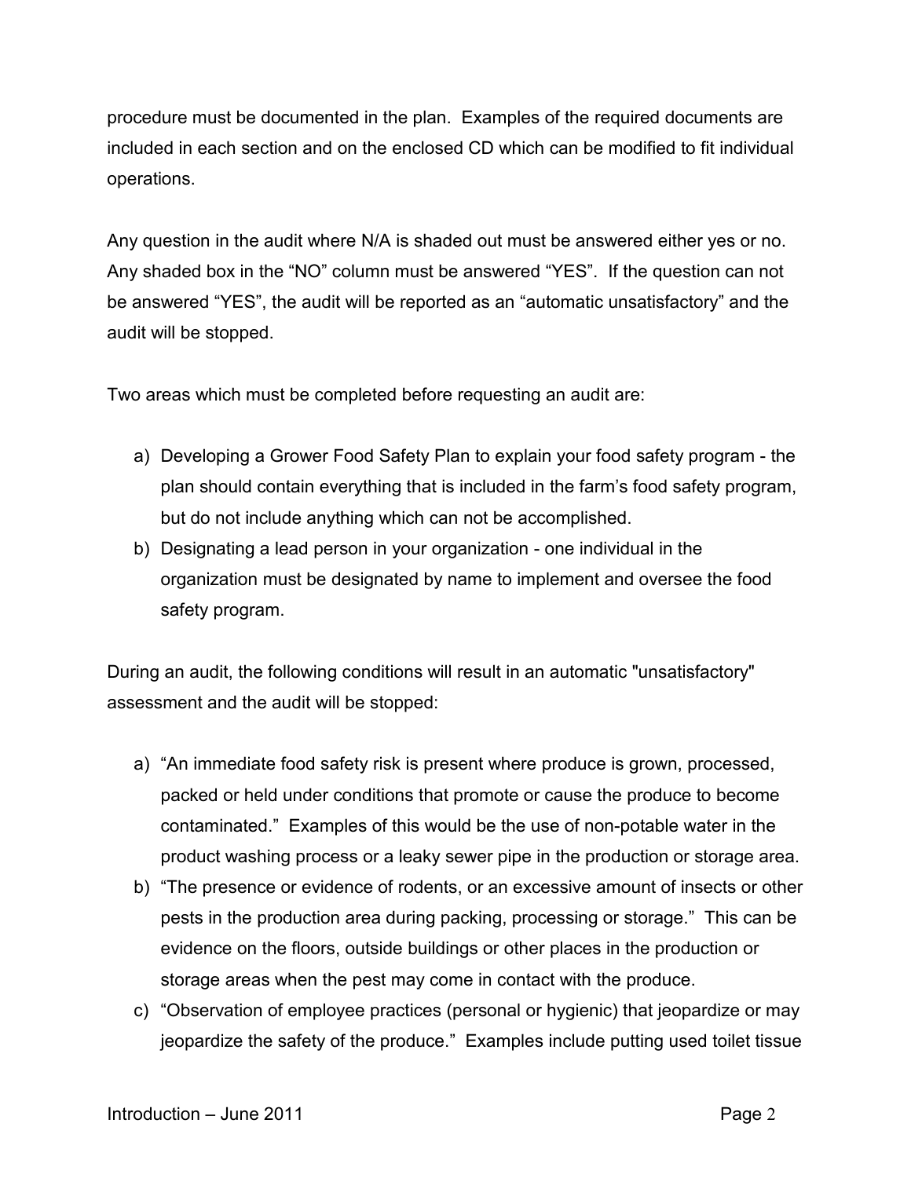procedure must be documented in the plan. Examples of the required documents are included in each section and on the enclosed CD which can be modified to fit individual operations.

Any question in the audit where N/A is shaded out must be answered either yes or no. Any shaded box in the "NO" column must be answered "YES". If the question can not be answered "YES", the audit will be reported as an "automatic unsatisfactory" and the audit will be stopped.

Two areas which must be completed before requesting an audit are:

a) Developing a Grower Food Safety Plan to explain your food safety program - the plan should contain everything that is included in the farm's food safety program, but do not include anything which can not be accomplished.
b) Designating a lead person in your organization - one individual in the organization must be designated by name to implement and oversee the food safety program.

During an audit, the following conditions will result in an automatic "unsatisfactory" assessment and the audit will be stopped:

a) "An immediate food safety risk is present where produce is grown, processed, packed or held under conditions that promote or cause the produce to become contaminated." Examples of this would be the use of non-potable water in the product washing process or a leaky sewer pipe in the production or storage area.
b) "The presence or evidence of rodents, or an excessive amount of insects or other pests in the production area during packing, processing or storage." This can be evidence on the floors, outside buildings or other places in the production or storage areas when the pest may come in contact with the produce.
c) "Observation of employee practices (personal or hygienic) that jeopardize or may jeopardize the safety of the produce." Examples include putting used toilet tissue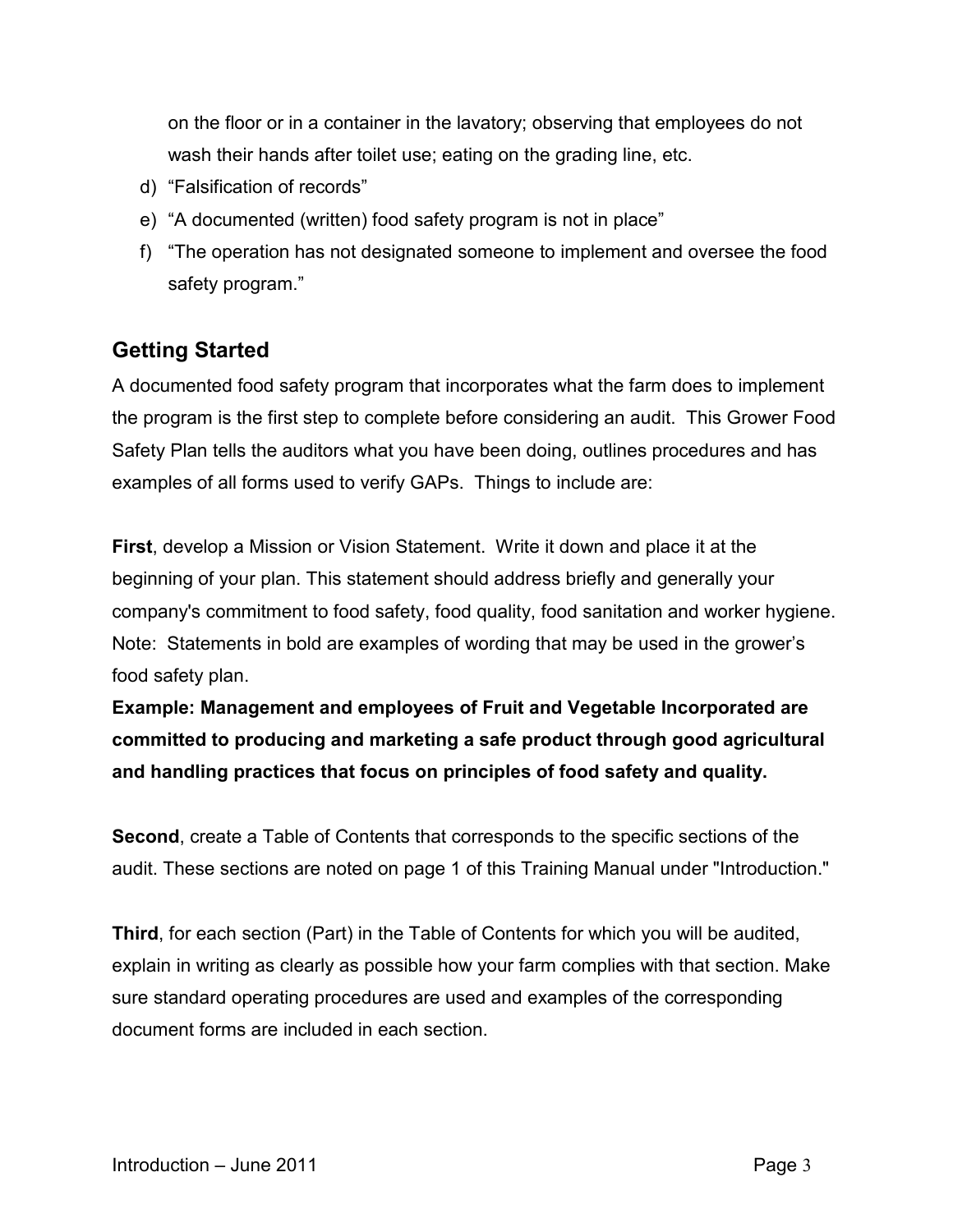on the floor or in a container in the lavatory; observing that employees do not wash their hands after toilet use; eating on the grading line, etc.

d) "Falsification of records"
e) "A documented (written) food safety program is not in place"
f) "The operation has not designated someone to implement and oversee the food safety program."

## Getting Started

A documented food safety program that incorporates what the farm does to implement the program is the first step to complete before considering an audit. This Grower Food Safety Plan tells the auditors what you have been doing, outlines procedures and has examples of all forms used to verify GAPs. Things to include are:

**First**, develop a Mission or Vision Statement. Write it down and place it at the beginning of your plan. This statement should address briefly and generally your company's commitment to food safety, food quality, food sanitation and worker hygiene. Note: Statements in bold are examples of wording that may be used in the grower's food safety plan.

**Example: Management and employees of Fruit and Vegetable Incorporated are committed to producing and marketing a safe product through good agricultural and handling practices that focus on principles of food safety and quality.**

**Second**, create a Table of Contents that corresponds to the specific sections of the audit. These sections are noted on page 1 of this Training Manual under "Introduction."

**Third**, for each section (Part) in the Table of Contents for which you will be audited, explain in writing as clearly as possible how your farm complies with that section. Make sure standard operating procedures are used and examples of the corresponding document forms are included in each section.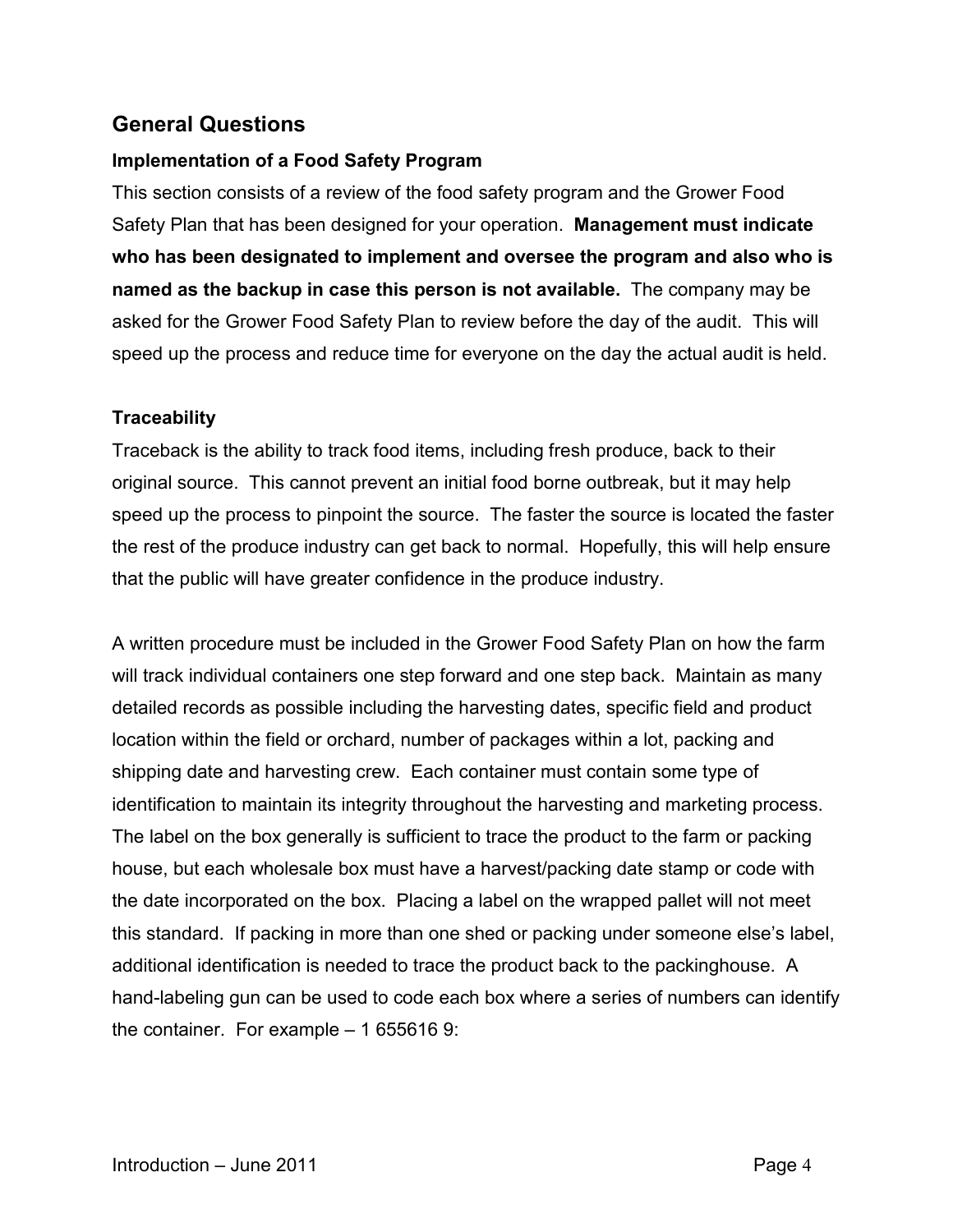## General Questions

### Implementation of a Food Safety Program

This section consists of a review of the food safety program and the Grower Food Safety Plan that has been designed for your operation. **Management must indicate who has been designated to implement and oversee the program and also who is named as the backup in case this person is not available.** The company may be asked for the Grower Food Safety Plan to review before the day of the audit. This will speed up the process and reduce time for everyone on the day the actual audit is held.

### Traceability

Traceback is the ability to track food items, including fresh produce, back to their original source. This cannot prevent an initial food borne outbreak, but it may help speed up the process to pinpoint the source. The faster the source is located the faster the rest of the produce industry can get back to normal. Hopefully, this will help ensure that the public will have greater confidence in the produce industry.

A written procedure must be included in the Grower Food Safety Plan on how the farm will track individual containers one step forward and one step back. Maintain as many detailed records as possible including the harvesting dates, specific field and product location within the field or orchard, number of packages within a lot, packing and shipping date and harvesting crew. Each container must contain some type of identification to maintain its integrity throughout the harvesting and marketing process. The label on the box generally is sufficient to trace the product to the farm or packing house, but each wholesale box must have a harvest/packing date stamp or code with the date incorporated on the box. Placing a label on the wrapped pallet will not meet this standard. If packing in more than one shed or packing under someone else's label, additional identification is needed to trace the product back to the packinghouse. A hand-labeling gun can be used to code each box where a series of numbers can identify the container. For example – 1 655616 9: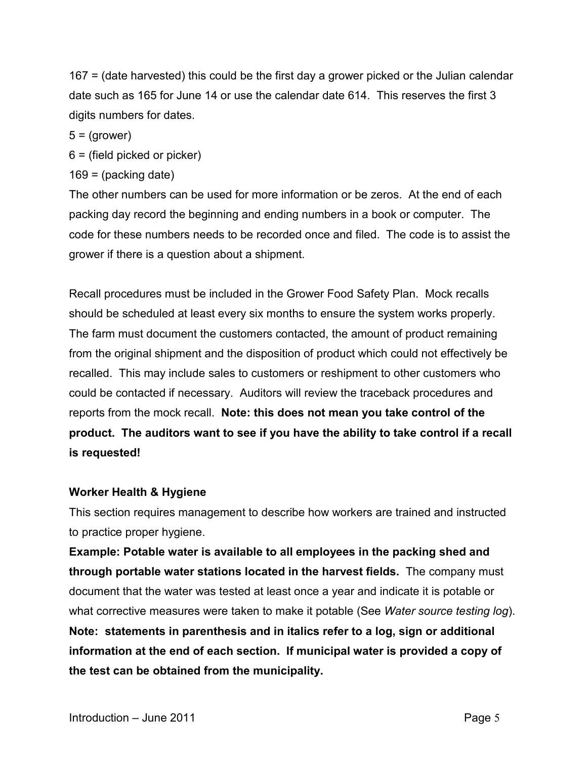167 = (date harvested) this could be the first day a grower picked or the Julian calendar date such as 165 for June 14 or use the calendar date 614. This reserves the first 3 digits numbers for dates.

5 = (grower)

6 = (field picked or picker)

169 = (packing date)

The other numbers can be used for more information or be zeros. At the end of each packing day record the beginning and ending numbers in a book or computer. The code for these numbers needs to be recorded once and filed. The code is to assist the grower if there is a question about a shipment.

Recall procedures must be included in the Grower Food Safety Plan. Mock recalls should be scheduled at least every six months to ensure the system works properly. The farm must document the customers contacted, the amount of product remaining from the original shipment and the disposition of product which could not effectively be recalled. This may include sales to customers or reshipment to other customers who could be contacted if necessary. Auditors will review the traceback procedures and reports from the mock recall. **Note: this does not mean you take control of the product. The auditors want to see if you have the ability to take control if a recall is requested!**

### Worker Health & Hygiene

This section requires management to describe how workers are trained and instructed to practice proper hygiene.

**Example: Potable water is available to all employees in the packing shed and through portable water stations located in the harvest fields.** The company must document that the water was tested at least once a year and indicate it is potable or what corrective measures were taken to make it potable (See *Water source testing log*). **Note: statements in parenthesis and in italics refer to a log, sign or additional information at the end of each section. If municipal water is provided a copy of the test can be obtained from the municipality.**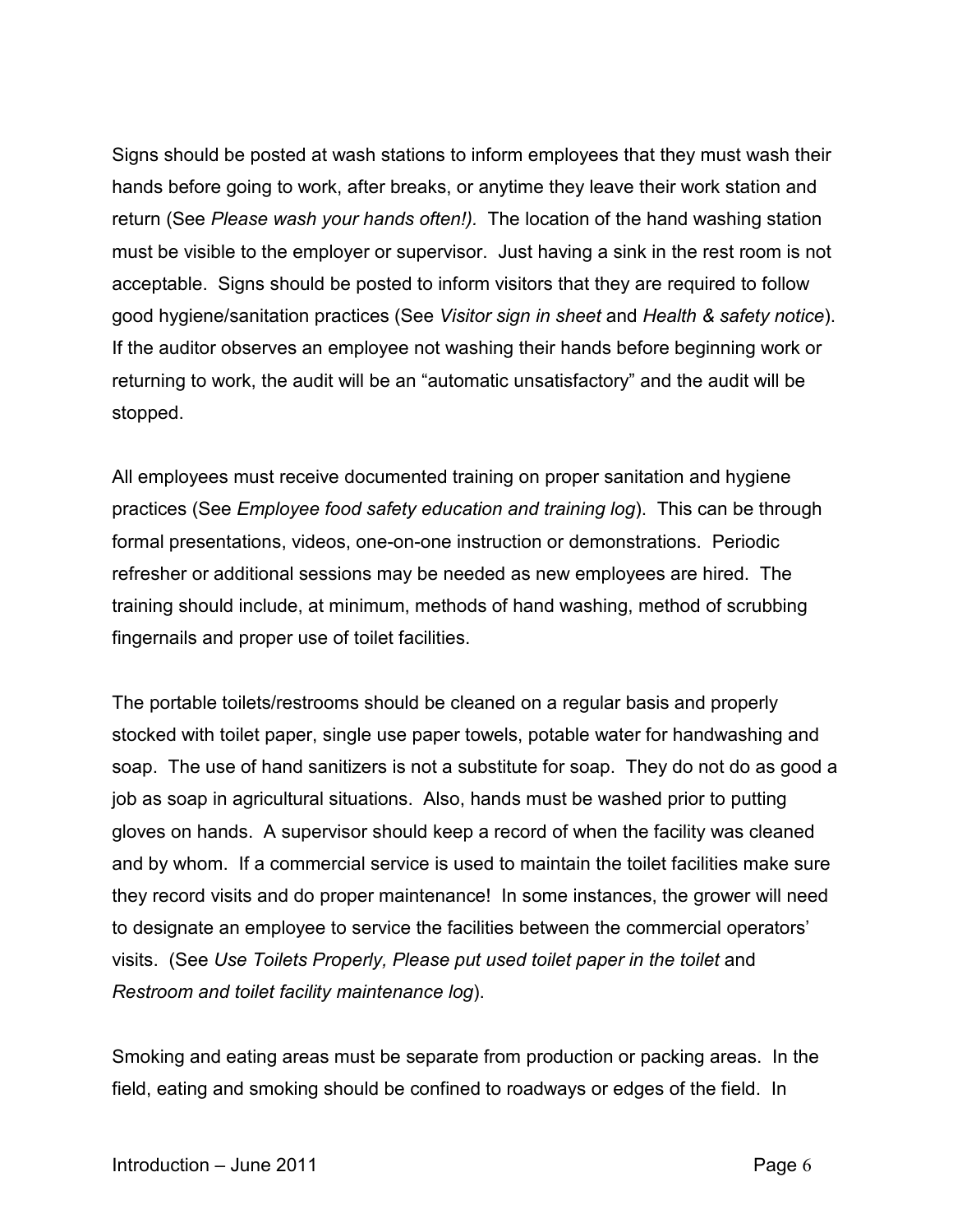Signs should be posted at wash stations to inform employees that they must wash their hands before going to work, after breaks, or anytime they leave their work station and return (See *Please wash your hands often!).* The location of the hand washing station must be visible to the employer or supervisor. Just having a sink in the rest room is not acceptable. Signs should be posted to inform visitors that they are required to follow good hygiene/sanitation practices (See *Visitor sign in sheet* and *Health & safety notice*). If the auditor observes an employee not washing their hands before beginning work or returning to work, the audit will be an "automatic unsatisfactory" and the audit will be stopped.

All employees must receive documented training on proper sanitation and hygiene practices (See *Employee food safety education and training log*). This can be through formal presentations, videos, one-on-one instruction or demonstrations. Periodic refresher or additional sessions may be needed as new employees are hired. The training should include, at minimum, methods of hand washing, method of scrubbing fingernails and proper use of toilet facilities.

The portable toilets/restrooms should be cleaned on a regular basis and properly stocked with toilet paper, single use paper towels, potable water for handwashing and soap. The use of hand sanitizers is not a substitute for soap. They do not do as good a job as soap in agricultural situations. Also, hands must be washed prior to putting gloves on hands. A supervisor should keep a record of when the facility was cleaned and by whom. If a commercial service is used to maintain the toilet facilities make sure they record visits and do proper maintenance! In some instances, the grower will need to designate an employee to service the facilities between the commercial operators' visits. (See *Use Toilets Properly, Please put used toilet paper in the toilet* and *Restroom and toilet facility maintenance log*).

Smoking and eating areas must be separate from production or packing areas. In the field, eating and smoking should be confined to roadways or edges of the field. In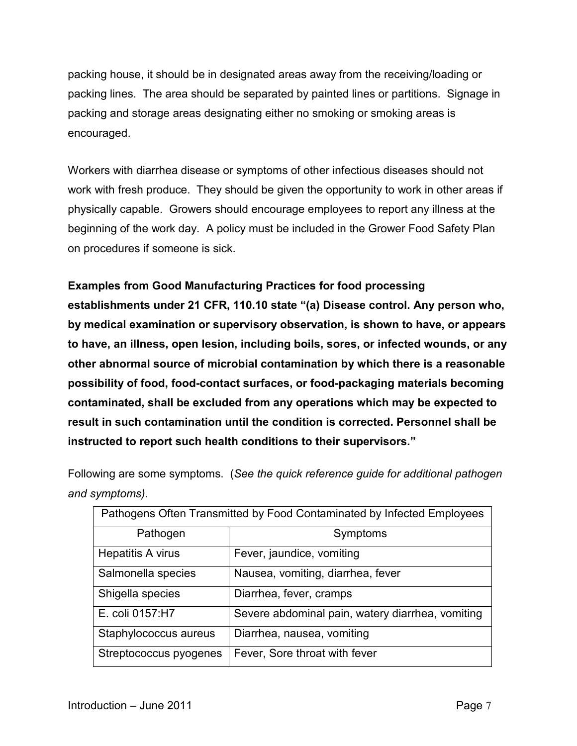packing house, it should be in designated areas away from the receiving/loading or packing lines. The area should be separated by painted lines or partitions. Signage in packing and storage areas designating either no smoking or smoking areas is encouraged.

Workers with diarrhea disease or symptoms of other infectious diseases should not work with fresh produce. They should be given the opportunity to work in other areas if physically capable. Growers should encourage employees to report any illness at the beginning of the work day. A policy must be included in the Grower Food Safety Plan on procedures if someone is sick.

**Examples from Good Manufacturing Practices for food processing establishments under 21 CFR, 110.10 state "(a) Disease control. Any person who, by medical examination or supervisory observation, is shown to have, or appears to have, an illness, open lesion, including boils, sores, or infected wounds, or any other abnormal source of microbial contamination by which there is a reasonable possibility of food, food-contact surfaces, or food-packaging materials becoming contaminated, shall be excluded from any operations which may be expected to result in such contamination until the condition is corrected. Personnel shall be instructed to report such health conditions to their supervisors."**

Following are some symptoms. (*See the quick reference guide for additional pathogen and symptoms)*.

| Pathogens Often Transmitted by Food Contaminated by Infected Employees | |
|---|---|
| Pathogen | Symptoms |
| Hepatitis A virus | Fever, jaundice, vomiting |
| Salmonella species | Nausea, vomiting, diarrhea, fever |
| Shigella species | Diarrhea, fever, cramps |
| E. coli 0157:H7 | Severe abdominal pain, watery diarrhea, vomiting |
| Staphylococcus aureus | Diarrhea, nausea, vomiting |
| Streptococcus pyogenes | Fever, Sore throat with fever |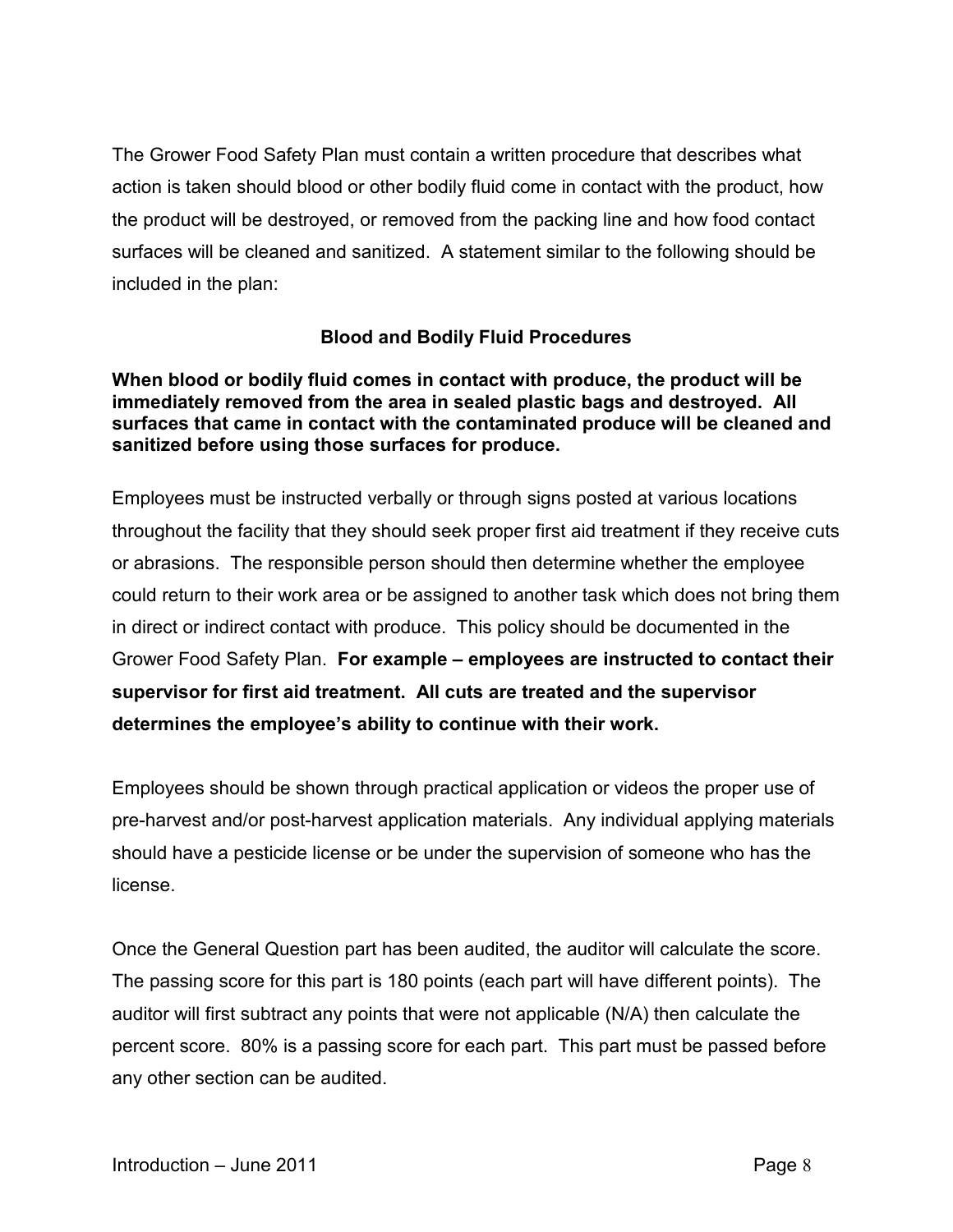The Grower Food Safety Plan must contain a written procedure that describes what action is taken should blood or other bodily fluid come in contact with the product, how the product will be destroyed, or removed from the packing line and how food contact surfaces will be cleaned and sanitized. A statement similar to the following should be included in the plan:

**Blood and Bodily Fluid Procedures**

**When blood or bodily fluid comes in contact with produce, the product will be immediately removed from the area in sealed plastic bags and destroyed. All surfaces that came in contact with the contaminated produce will be cleaned and sanitized before using those surfaces for produce.**

Employees must be instructed verbally or through signs posted at various locations throughout the facility that they should seek proper first aid treatment if they receive cuts or abrasions. The responsible person should then determine whether the employee could return to their work area or be assigned to another task which does not bring them in direct or indirect contact with produce. This policy should be documented in the Grower Food Safety Plan. **For example – employees are instructed to contact their supervisor for first aid treatment. All cuts are treated and the supervisor determines the employee's ability to continue with their work.**

Employees should be shown through practical application or videos the proper use of pre-harvest and/or post-harvest application materials. Any individual applying materials should have a pesticide license or be under the supervision of someone who has the license.

Once the General Question part has been audited, the auditor will calculate the score. The passing score for this part is 180 points (each part will have different points). The auditor will first subtract any points that were not applicable (N/A) then calculate the percent score. 80% is a passing score for each part. This part must be passed before any other section can be audited.